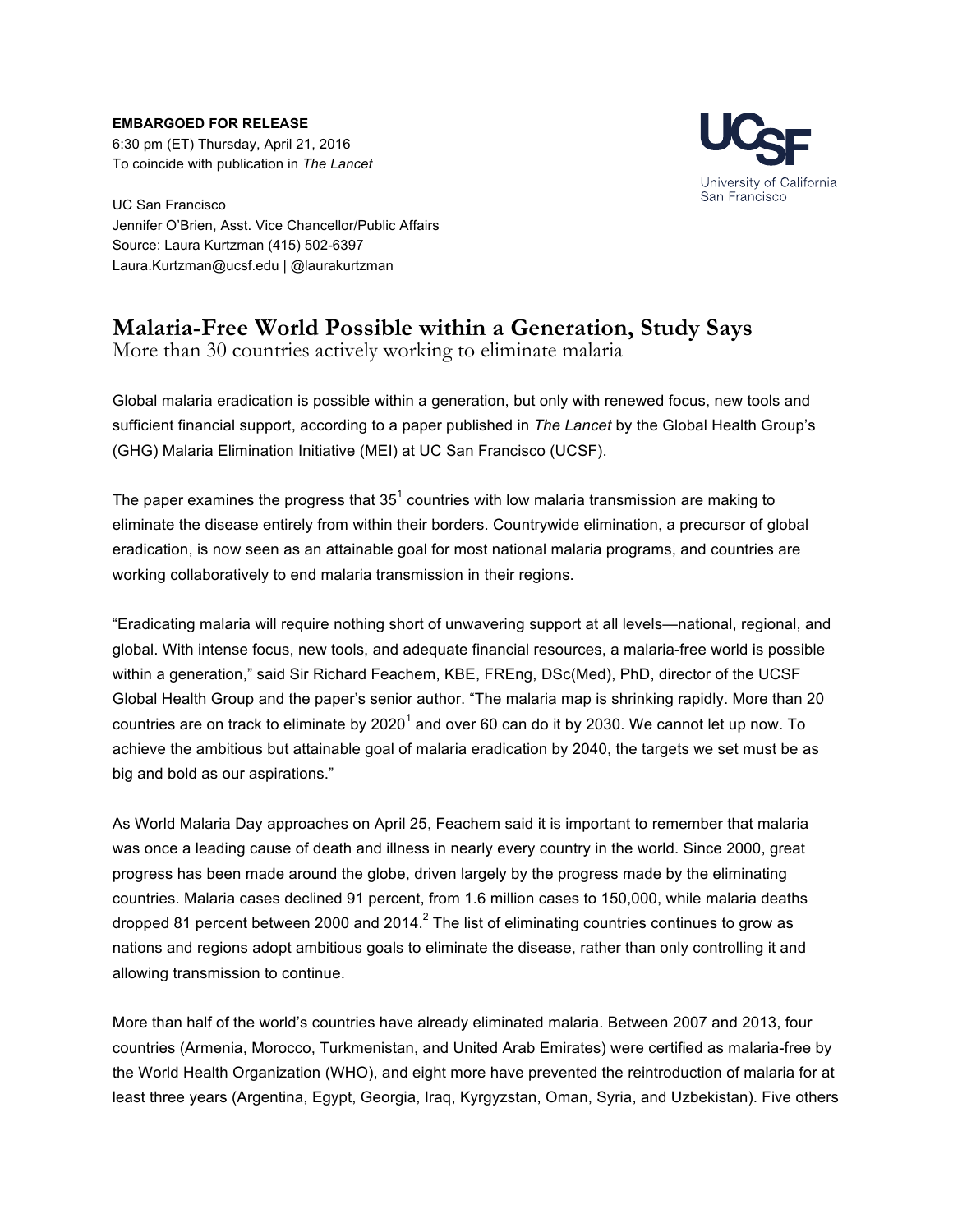**EMBARGOED FOR RELEASE**
6:30 pm (ET) Thursday, April 21, 2016
To coincide with publication in *The Lancet*

UCSF
University of California
San Francisco

UC San Francisco
Jennifer O'Brien, Asst. Vice Chancellor/Public Affairs
Source: Laura Kurtzman (415) 502-6397
Laura.Kurtzman@ucsf.edu | @laurakurtzman

# Malaria-Free World Possible within a Generation, Study Says

## More than 30 countries actively working to eliminate malaria

Global malaria eradication is possible within a generation, but only with renewed focus, new tools and sufficient financial support, according to a paper published in *The Lancet* by the Global Health Group's (GHG) Malaria Elimination Initiative (MEI) at UC San Francisco (UCSF).

The paper examines the progress that 35[1] countries with low malaria transmission are making to eliminate the disease entirely from within their borders. Countrywide elimination, a precursor of global eradication, is now seen as an attainable goal for most national malaria programs, and countries are working collaboratively to end malaria transmission in their regions.

"Eradicating malaria will require nothing short of unwavering support at all levels—national, regional, and global. With intense focus, new tools, and adequate financial resources, a malaria-free world is possible within a generation," said Sir Richard Feachem, KBE, FREng, DSc(Med), PhD, director of the UCSF Global Health Group and the paper's senior author. "The malaria map is shrinking rapidly. More than 20 countries are on track to eliminate by 2020[1] and over 60 can do it by 2030. We cannot let up now. To achieve the ambitious but attainable goal of malaria eradication by 2040, the targets we set must be as big and bold as our aspirations."

As World Malaria Day approaches on April 25, Feachem said it is important to remember that malaria was once a leading cause of death and illness in nearly every country in the world. Since 2000, great progress has been made around the globe, driven largely by the progress made by the eliminating countries. Malaria cases declined 91 percent, from 1.6 million cases to 150,000, while malaria deaths dropped 81 percent between 2000 and 2014.[2] The list of eliminating countries continues to grow as nations and regions adopt ambitious goals to eliminate the disease, rather than only controlling it and allowing transmission to continue.

More than half of the world's countries have already eliminated malaria. Between 2007 and 2013, four countries (Armenia, Morocco, Turkmenistan, and United Arab Emirates) were certified as malaria-free by the World Health Organization (WHO), and eight more have prevented the reintroduction of malaria for at least three years (Argentina, Egypt, Georgia, Iraq, Kyrgyzstan, Oman, Syria, and Uzbekistan). Five others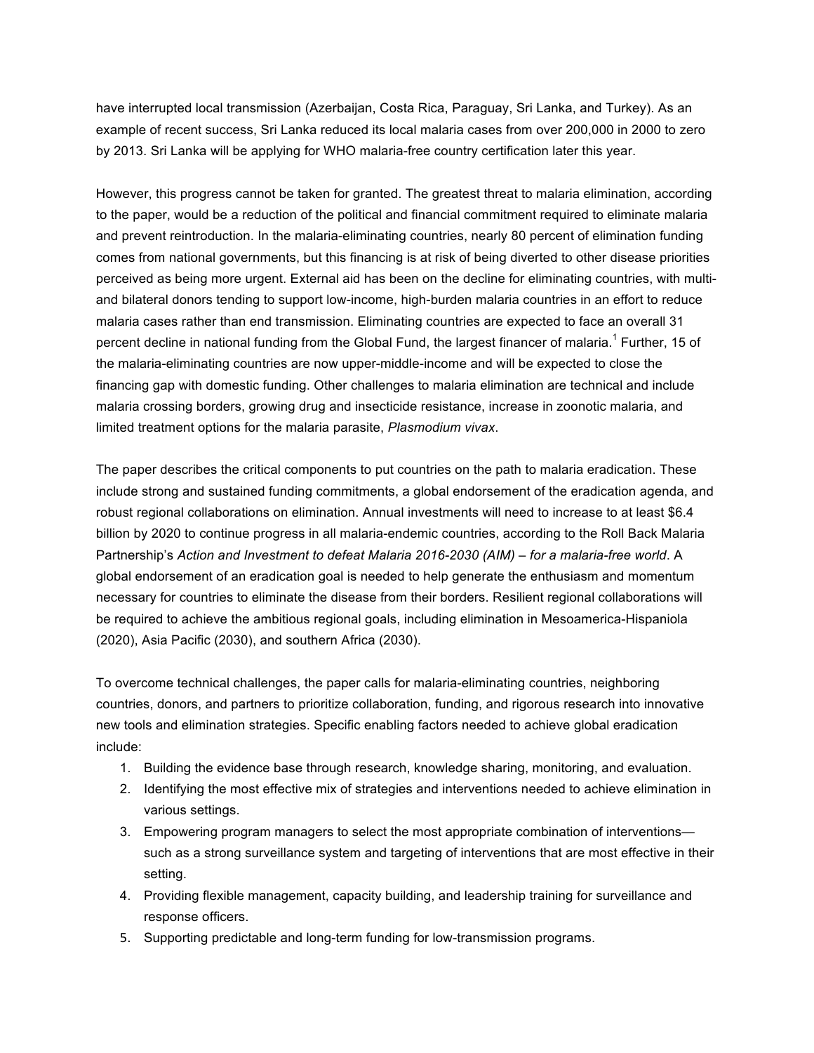have interrupted local transmission (Azerbaijan, Costa Rica, Paraguay, Sri Lanka, and Turkey). As an example of recent success, Sri Lanka reduced its local malaria cases from over 200,000 in 2000 to zero by 2013. Sri Lanka will be applying for WHO malaria-free country certification later this year.

However, this progress cannot be taken for granted. The greatest threat to malaria elimination, according to the paper, would be a reduction of the political and financial commitment required to eliminate malaria and prevent reintroduction. In the malaria-eliminating countries, nearly 80 percent of elimination funding comes from national governments, but this financing is at risk of being diverted to other disease priorities perceived as being more urgent. External aid has been on the decline for eliminating countries, with multi- and bilateral donors tending to support low-income, high-burden malaria countries in an effort to reduce malaria cases rather than end transmission. Eliminating countries are expected to face an overall 31 percent decline in national funding from the Global Fund, the largest financer of malaria.[1] Further, 15 of the malaria-eliminating countries are now upper-middle-income and will be expected to close the financing gap with domestic funding. Other challenges to malaria elimination are technical and include malaria crossing borders, growing drug and insecticide resistance, increase in zoonotic malaria, and limited treatment options for the malaria parasite, *Plasmodium vivax*.

The paper describes the critical components to put countries on the path to malaria eradication. These include strong and sustained funding commitments, a global endorsement of the eradication agenda, and robust regional collaborations on elimination. Annual investments will need to increase to at least $6.4 billion by 2020 to continue progress in all malaria-endemic countries, according to the Roll Back Malaria Partnership's *Action and Investment to defeat Malaria 2016-2030 (AIM) – for a malaria-free world*. A global endorsement of an eradication goal is needed to help generate the enthusiasm and momentum necessary for countries to eliminate the disease from their borders. Resilient regional collaborations will be required to achieve the ambitious regional goals, including elimination in Mesoamerica-Hispaniola (2020), Asia Pacific (2030), and southern Africa (2030).

To overcome technical challenges, the paper calls for malaria-eliminating countries, neighboring countries, donors, and partners to prioritize collaboration, funding, and rigorous research into innovative new tools and elimination strategies. Specific enabling factors needed to achieve global eradication include:

1. Building the evidence base through research, knowledge sharing, monitoring, and evaluation.
2. Identifying the most effective mix of strategies and interventions needed to achieve elimination in various settings.
3. Empowering program managers to select the most appropriate combination of interventions—such as a strong surveillance system and targeting of interventions that are most effective in their setting.
4. Providing flexible management, capacity building, and leadership training for surveillance and response officers.
5. Supporting predictable and long-term funding for low-transmission programs.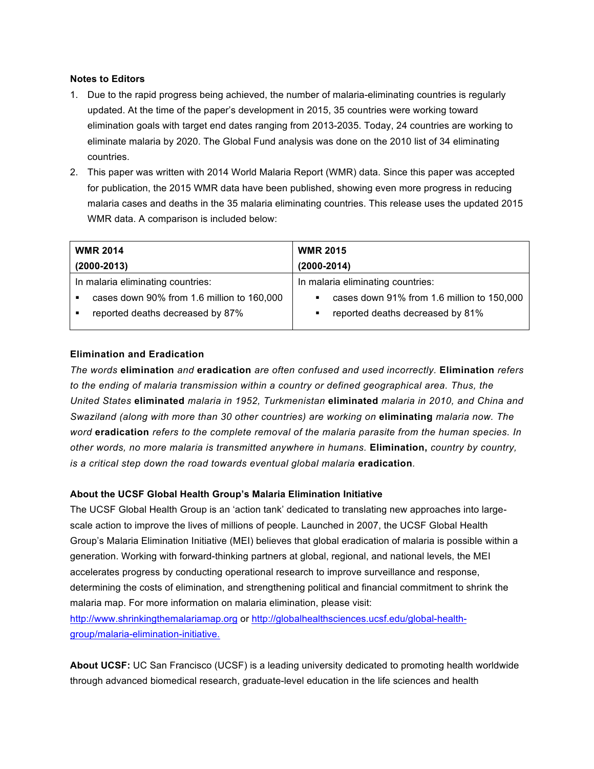**Notes to Editors**

1. Due to the rapid progress being achieved, the number of malaria-eliminating countries is regularly updated. At the time of the paper's development in 2015, 35 countries were working toward elimination goals with target end dates ranging from 2013-2035. Today, 24 countries are working to eliminate malaria by 2020. The Global Fund analysis was done on the 2010 list of 34 eliminating countries.
2. This paper was written with 2014 World Malaria Report (WMR) data. Since this paper was accepted for publication, the 2015 WMR data have been published, showing even more progress in reducing malaria cases and deaths in the 35 malaria eliminating countries. This release uses the updated 2015 WMR data. A comparison is included below:

| **WMR 2014**<br>**(2000-2013)** | **WMR 2015**<br>**(2000-2014)** |
|---|---|
| In malaria eliminating countries:<br>▪ cases down 90% from 1.6 million to 160,000<br>▪ reported deaths decreased by 87% | In malaria eliminating countries:<br>▪ cases down 91% from 1.6 million to 150,000<br>▪ reported deaths decreased by 81% |

**Elimination and Eradication**

*The words* **elimination** *and* **eradication** *are often confused and used incorrectly.* **Elimination** *refers to the ending of malaria transmission within a country or defined geographical area. Thus, the United States* **eliminated** *malaria in 1952, Turkmenistan* **eliminated** *malaria in 2010, and China and Swaziland (along with more than 30 other countries) are working on* **eliminating** *malaria now. The word* **eradication** *refers to the complete removal of the malaria parasite from the human species. In other words, no more malaria is transmitted anywhere in humans.* **Elimination,** *country by country, is a critical step down the road towards eventual global malaria* **eradication**.

**About the UCSF Global Health Group's Malaria Elimination Initiative**

The UCSF Global Health Group is an 'action tank' dedicated to translating new approaches into large-scale action to improve the lives of millions of people. Launched in 2007, the UCSF Global Health Group's Malaria Elimination Initiative (MEI) believes that global eradication of malaria is possible within a generation. Working with forward-thinking partners at global, regional, and national levels, the MEI accelerates progress by conducting operational research to improve surveillance and response, determining the costs of elimination, and strengthening political and financial commitment to shrink the malaria map. For more information on malaria elimination, please visit: http://www.shrinkingthemalariamap.org or http://globalhealthsciences.ucsf.edu/global-health-group/malaria-elimination-initiative.

**About UCSF:** UC San Francisco (UCSF) is a leading university dedicated to promoting health worldwide through advanced biomedical research, graduate-level education in the life sciences and health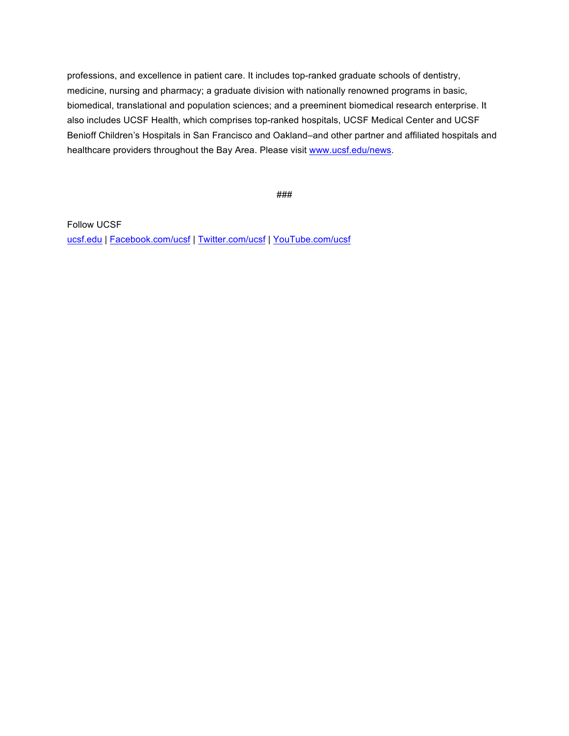professions, and excellence in patient care. It includes top-ranked graduate schools of dentistry, medicine, nursing and pharmacy; a graduate division with nationally renowned programs in basic, biomedical, translational and population sciences; and a preeminent biomedical research enterprise. It also includes UCSF Health, which comprises top-ranked hospitals, UCSF Medical Center and UCSF Benioff Children's Hospitals in San Francisco and Oakland–and other partner and affiliated hospitals and healthcare providers throughout the Bay Area. Please visit [www.ucsf.edu/news](http://www.ucsf.edu/news).

###

Follow UCSF
[ucsf.edu](http://ucsf.edu) | [Facebook.com/ucsf](http://Facebook.com/ucsf) | [Twitter.com/ucsf](http://Twitter.com/ucsf) | [YouTube.com/ucsf](http://YouTube.com/ucsf)